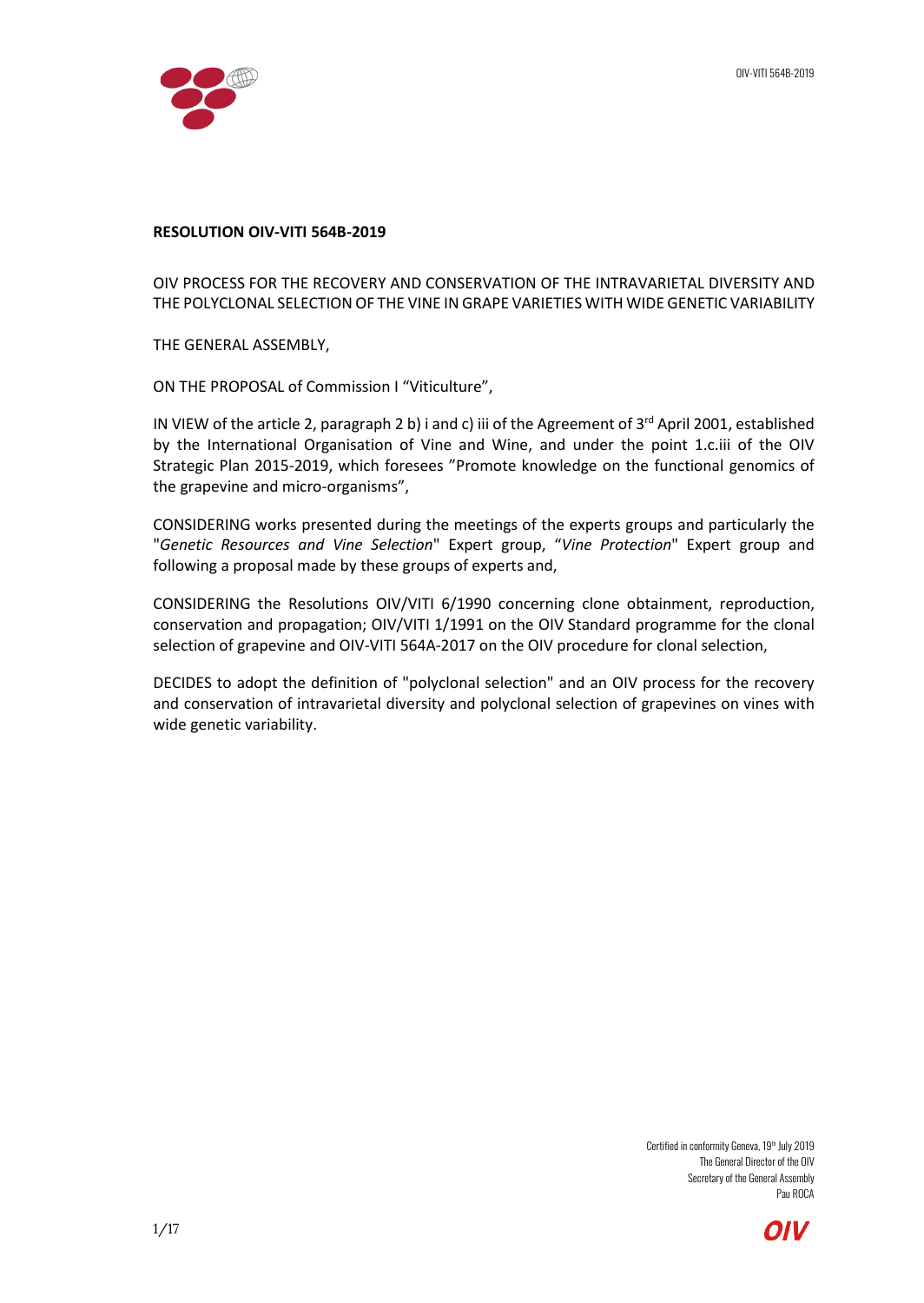**RESOLUTION OIV-VITI 564B-2019**

OIV PROCESS FOR THE RECOVERY AND CONSERVATION OF THE INTRAVARIETAL DIVERSITY AND THE POLYCLONAL SELECTION OF THE VINE IN GRAPE VARIETIES WITH WIDE GENETIC VARIABILITY

THE GENERAL ASSEMBLY,

ON THE PROPOSAL of Commission I "Viticulture",

IN VIEW of the article 2, paragraph 2 b) i and c) iii of the Agreement of 3rd April 2001, established by the International Organisation of Vine and Wine, and under the point 1.c.iii of the OIV Strategic Plan 2015-2019, which foresees "Promote knowledge on the functional genomics of the grapevine and micro-organisms",

CONSIDERING works presented during the meetings of the experts groups and particularly the "*Genetic Resources and Vine Selection*" Expert group, "*Vine Protection*" Expert group and following a proposal made by these groups of experts and,

CONSIDERING the Resolutions OIV/VITI 6/1990 concerning clone obtainment, reproduction, conservation and propagation; OIV/VITI 1/1991 on the OIV Standard programme for the clonal selection of grapevine and OIV-VITI 564A-2017 on the OIV procedure for clonal selection,

DECIDES to adopt the definition of "polyclonal selection" and an OIV process for the recovery and conservation of intravarietal diversity and polyclonal selection of grapevines on vines with wide genetic variability.

Certified in conformity Geneva, 19th July 2019
The General Director of the OIV
Secretary of the General Assembly
Pau ROCA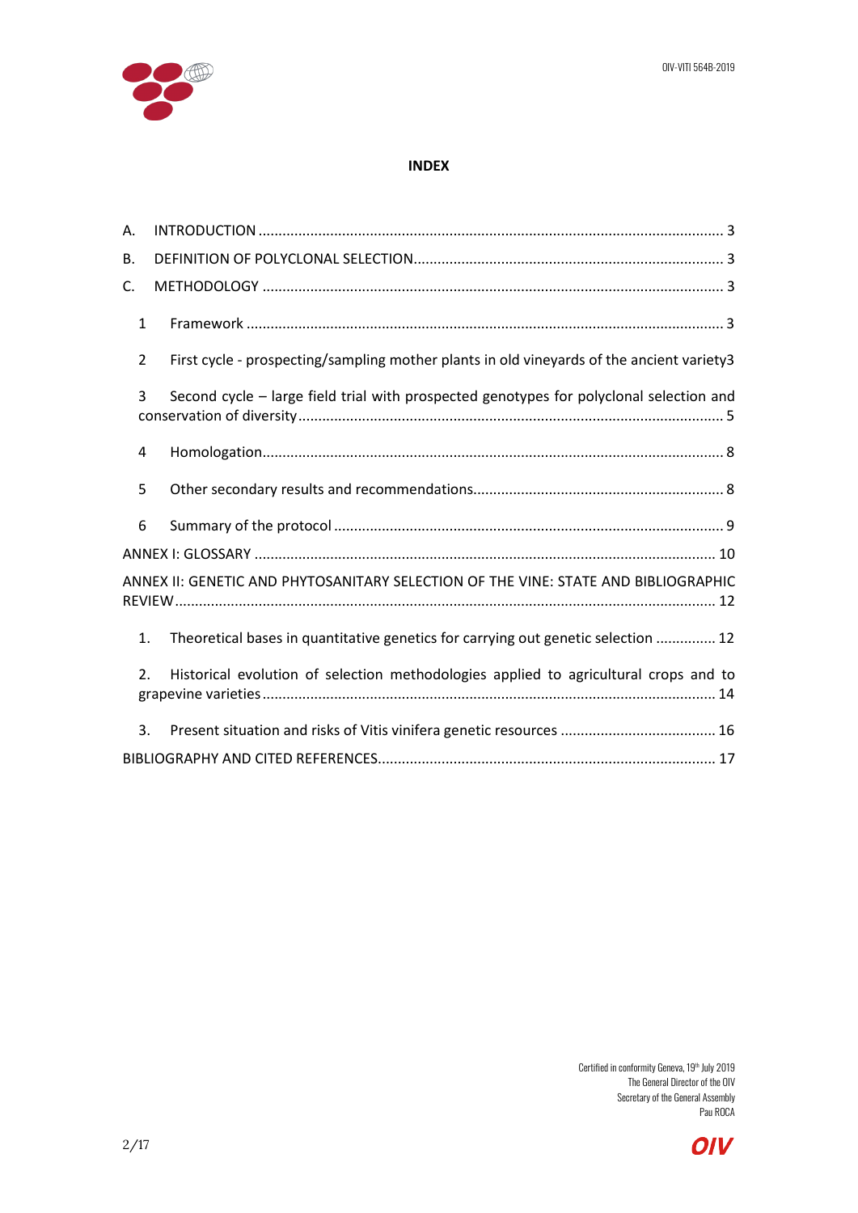# INDEX

A. INTRODUCTION ..................................................................................................................... 3

B. DEFINITION OF POLYCLONAL SELECTION ............................................................................. 3

C. METHODOLOGY ..................................................................................................................... 3

1 Framework ................................................................................................................................ 3

2 First cycle - prospecting/sampling mother plants in old vineyards of the ancient variety 3

3 Second cycle – large field trial with prospected genotypes for polyclonal selection and conservation of diversity ........................................................................................................ 5

4 Homologation ............................................................................................................................ 8

5 Other secondary results and recommendations ....................................................................... 8

6 Summary of the protocol .......................................................................................................... 9

ANNEX I: GLOSSARY ................................................................................................................... 10

ANNEX II: GENETIC AND PHYTOSANITARY SELECTION OF THE VINE: STATE AND BIBLIOGRAPHIC REVIEW ..................................................................................................................................... 12

1. Theoretical bases in quantitative genetics for carrying out genetic selection ............... 12

2. Historical evolution of selection methodologies applied to agricultural crops and to grapevine varieties ................................................................................................................. 14

3. Present situation and risks of Vitis vinifera genetic resources ........................................ 16

BIBLIOGRAPHY AND CITED REFERENCES ................................................................................... 17

Certified in conformity Geneva, 19th July 2019
The General Director of the OIV
Secretary of the General Assembly
Pau ROCA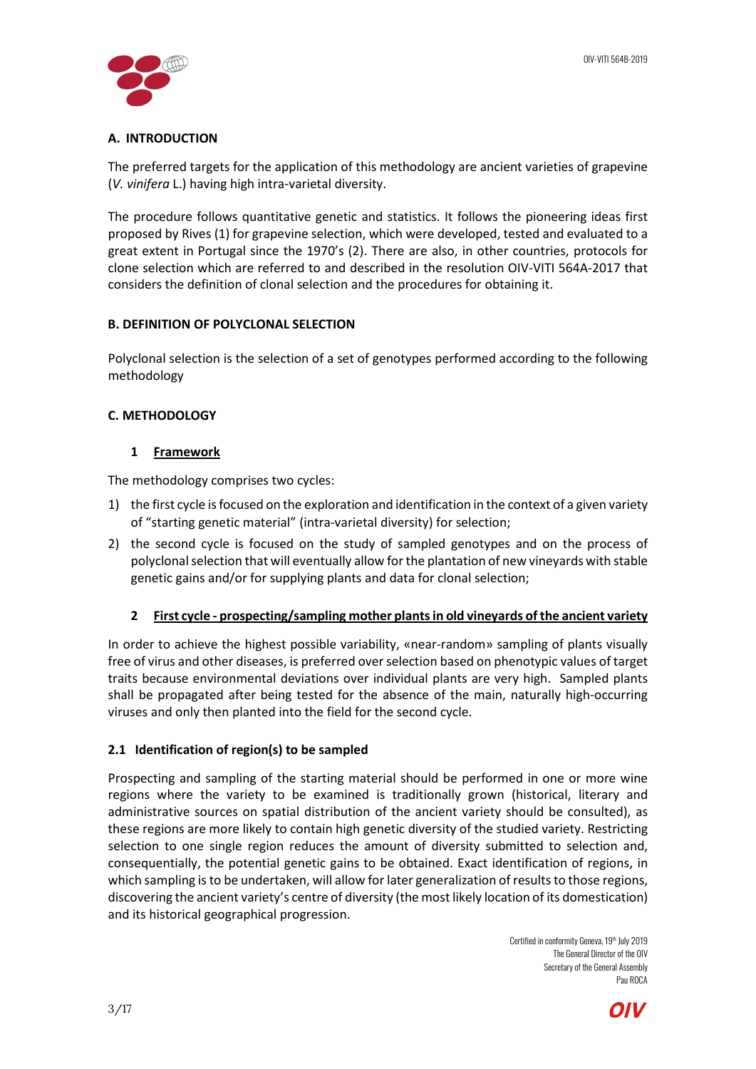### A. INTRODUCTION

The preferred targets for the application of this methodology are ancient varieties of grapevine (*V. vinifera* L.) having high intra-varietal diversity.

The procedure follows quantitative genetic and statistics. It follows the pioneering ideas first proposed by Rives (1) for grapevine selection, which were developed, tested and evaluated to a great extent in Portugal since the 1970's (2). There are also, in other countries, protocols for clone selection which are referred to and described in the resolution OIV-VITI 564A-2017 that considers the definition of clonal selection and the procedures for obtaining it.

### B. DEFINITION OF POLYCLONAL SELECTION

Polyclonal selection is the selection of a set of genotypes performed according to the following methodology

### C. METHODOLOGY

#### 1 Framework

The methodology comprises two cycles:

1) the first cycle is focused on the exploration and identification in the context of a given variety of "starting genetic material" (intra-varietal diversity) for selection;
2) the second cycle is focused on the study of sampled genotypes and on the process of polyclonal selection that will eventually allow for the plantation of new vineyards with stable genetic gains and/or for supplying plants and data for clonal selection;

#### 2 First cycle - prospecting/sampling mother plants in old vineyards of the ancient variety

In order to achieve the highest possible variability, «near-random» sampling of plants visually free of virus and other diseases, is preferred over selection based on phenotypic values of target traits because environmental deviations over individual plants are very high. Sampled plants shall be propagated after being tested for the absence of the main, naturally high-occurring viruses and only then planted into the field for the second cycle.

#### 2.1 Identification of region(s) to be sampled

Prospecting and sampling of the starting material should be performed in one or more wine regions where the variety to be examined is traditionally grown (historical, literary and administrative sources on spatial distribution of the ancient variety should be consulted), as these regions are more likely to contain high genetic diversity of the studied variety. Restricting selection to one single region reduces the amount of diversity submitted to selection and, consequentially, the potential genetic gains to be obtained. Exact identification of regions, in which sampling is to be undertaken, will allow for later generalization of results to those regions, discovering the ancient variety's centre of diversity (the most likely location of its domestication) and its historical geographical progression.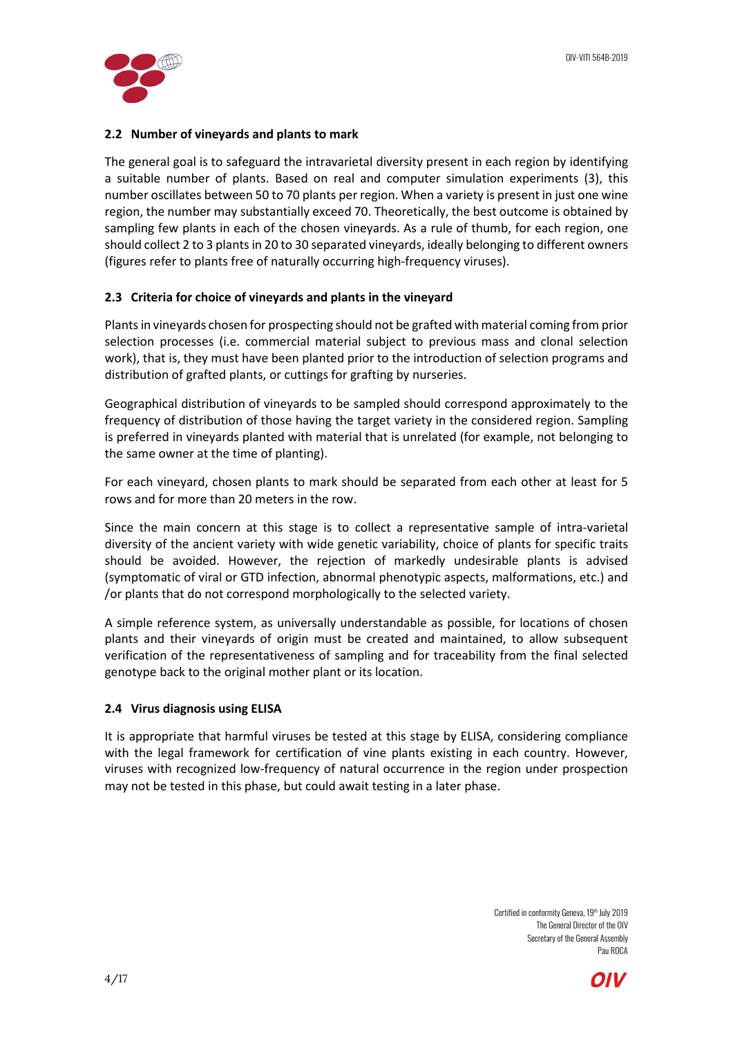### 2.2 Number of vineyards and plants to mark

The general goal is to safeguard the intravarietal diversity present in each region by identifying a suitable number of plants. Based on real and computer simulation experiments (3), this number oscillates between 50 to 70 plants per region. When a variety is present in just one wine region, the number may substantially exceed 70. Theoretically, the best outcome is obtained by sampling few plants in each of the chosen vineyards. As a rule of thumb, for each region, one should collect 2 to 3 plants in 20 to 30 separated vineyards, ideally belonging to different owners (figures refer to plants free of naturally occurring high-frequency viruses).

### 2.3 Criteria for choice of vineyards and plants in the vineyard

Plants in vineyards chosen for prospecting should not be grafted with material coming from prior selection processes (i.e. commercial material subject to previous mass and clonal selection work), that is, they must have been planted prior to the introduction of selection programs and distribution of grafted plants, or cuttings for grafting by nurseries.

Geographical distribution of vineyards to be sampled should correspond approximately to the frequency of distribution of those having the target variety in the considered region. Sampling is preferred in vineyards planted with material that is unrelated (for example, not belonging to the same owner at the time of planting).

For each vineyard, chosen plants to mark should be separated from each other at least for 5 rows and for more than 20 meters in the row.

Since the main concern at this stage is to collect a representative sample of intra-varietal diversity of the ancient variety with wide genetic variability, choice of plants for specific traits should be avoided. However, the rejection of markedly undesirable plants is advised (symptomatic of viral or GTD infection, abnormal phenotypic aspects, malformations, etc.) and /or plants that do not correspond morphologically to the selected variety.

A simple reference system, as universally understandable as possible, for locations of chosen plants and their vineyards of origin must be created and maintained, to allow subsequent verification of the representativeness of sampling and for traceability from the final selected genotype back to the original mother plant or its location.

### 2.4 Virus diagnosis using ELISA

It is appropriate that harmful viruses be tested at this stage by ELISA, considering compliance with the legal framework for certification of vine plants existing in each country. However, viruses with recognized low-frequency of natural occurrence in the region under prospection may not be tested in this phase, but could await testing in a later phase.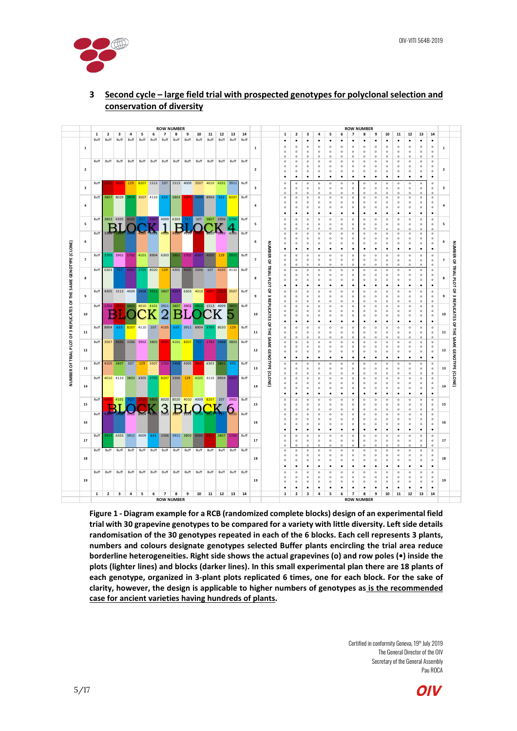## 3 Second cycle – large field trial with prospected genotypes for polyclonal selection and conservation of diversity

| | 1 | 2 | 3 | 4 | 5 | 6 | 7 | 8 | 9 | 10 | 11 | 12 | 13 | 14 | |
|---|---|---|---|---|---|---|---|---|---|---|---|---|---|---|---|
| 1 | Buff | Buff | Buff | Buff | Buff | Buff | Buff | Buff | Buff | Buff | Buff | Buff | Buff | Buff | 1 |
| 2 | Buff | Buff | Buff | Buff | Buff | Buff | Buff | Buff | Buff | Buff | Buff | Buff | Buff | Buff | 2 |
| 3 | Buff | 3311 | 4005 | 129 | 8207 | 1513 | 107 | 1513 | 4009 | 3507 | 4010 | 4101 | 3911 | Buff | 3 |
| 4 | Buff | 3807 | 8020 | 3915 | 3507 | 4110 | 633 | 3803 | 4005 | 3408 | 8904 | 633 | 8207 | Buff | 4 |
| 5 | Buff | 3803 | 4305 | 4505 | 717 | 4307 | 4009 | 6303 | 717 | 107 | 3807 | 3306 | 3705 | Buff | 5 |
| 6 | Buff | 3306 | 3801 | 3408 | 4105 | 3911 | 4010 | 4105 | 4110 | 3311 | 8020 | 3902 | 4305 | Buff | 6 |
| 7 | Buff | 3705 | 3902 | 1702 | 4101 | 8904 | 6303 | 3801 | 1702 | 4307 | 4505 | 129 | 3915 | Buff | 7 |
| 8 | Buff | 6303 | 717 | 4307 | 3705 | 8020 | 129 | 4305 | 4505 | 3306 | 107 | 4105 | 4110 | Buff | 8 |
| 9 | Buff | 4305 | 1513 | 4009 | 3408 | 3915 | 3807 | 4307 | 6303 | 4010 | 4005 | 3311 | 3507 | Buff | 9 |
| 10 | Buff | 1702 | 3311 | 3801 | 4010 | 4101 | 3911 | 3807 | 3902 | 3915 | 1513 | 4009 | 3801 | Buff | 10 |
| 11 | Buff | 8904 | 633 | 8207 | 4110 | 107 | 4105 | 633 | 3911 | 8904 | 3705 | 8020 | 129 | Buff | 11 |
| 12 | Buff | 3507 | 4505 | 3306 | 3902 | 3803 | 4005 | 4101 | 8207 | 717 | 1702 | 3408 | 3803 | Buff | 12 |
| 13 | Buff | 4105 | 3807 | 107 | 129 | 3507 | 1702 | 3408 | 4305 | 4005 | 6303 | 3801 | 633 | Buff | 13 |
| 14 | Buff | 4010 | 4110 | 3803 | 4305 | 3705 | 8207 | 3306 | 129 | 4101 | 4110 | 8904 | 4307 | Buff | 14 |
| 15 | Buff | 4005 | 4101 | 717 | 3311 | 3801 | 8020 | 8020 | 4010 | 4009 | 8207 | 107 | 3902 | Buff | 15 |
| 16 | Buff | 4307 | 3408 | 3902 | 8904 | 4505 | 1513 | 3507 | 1513 | 3705 | 3915 | 717 | 4105 | Buff | 16 |
| 17 | Buff | 3915 | 6303 | 3911 | 4009 | 633 | 3306 | 3911 | 3803 | 4505 | 3311 | 3807 | 1702 | Buff | 17 |
| 18 | Buff | Buff | Buff | Buff | Buff | Buff | Buff | Buff | Buff | Buff | Buff | Buff | Buff | Buff | 18 |
| 19 | Buff | Buff | Buff | Buff | Buff | Buff | Buff | Buff | Buff | Buff | Buff | Buff | Buff | Buff | 19 |

BLOCK 1 BLOCK 4 BLOCK 2 BLOCK 5 BLOCK 3 BLOCK 6

ROW NUMBER — NUMBER OF TRIAL PLOT OF 3 REPLICATES OF THE SAME GENOTYPE (CLONE)

**Figure 1 - Diagram example for a RCB (randomized complete blocks) design of an experimental field trial with 30 grapevine genotypes to be compared for a variety with little diversity. Left side details randomisation of the 30 genotypes repeated in each of the 6 blocks. Each cell represents 3 plants, numbers and colours designate genotypes selected Buffer plants encircling the trial area reduce borderline heterogeneities. Right side shows the actual grapevines (o) and row poles (•) inside the plots (lighter lines) and blocks (darker lines). In this small experimental plan there are 18 plants of each genotype, organized in 3-plant plots replicated 6 times, one for each block. For the sake of clarity, however, the design is applicable to higher numbers of genotypes as <u>is the recommended case for ancient varieties having hundreds of plants</u>.**

Certified in conformity Geneva, 19th July 2019
The General Director of the OIV
Secretary of the General Assembly
Pau ROCA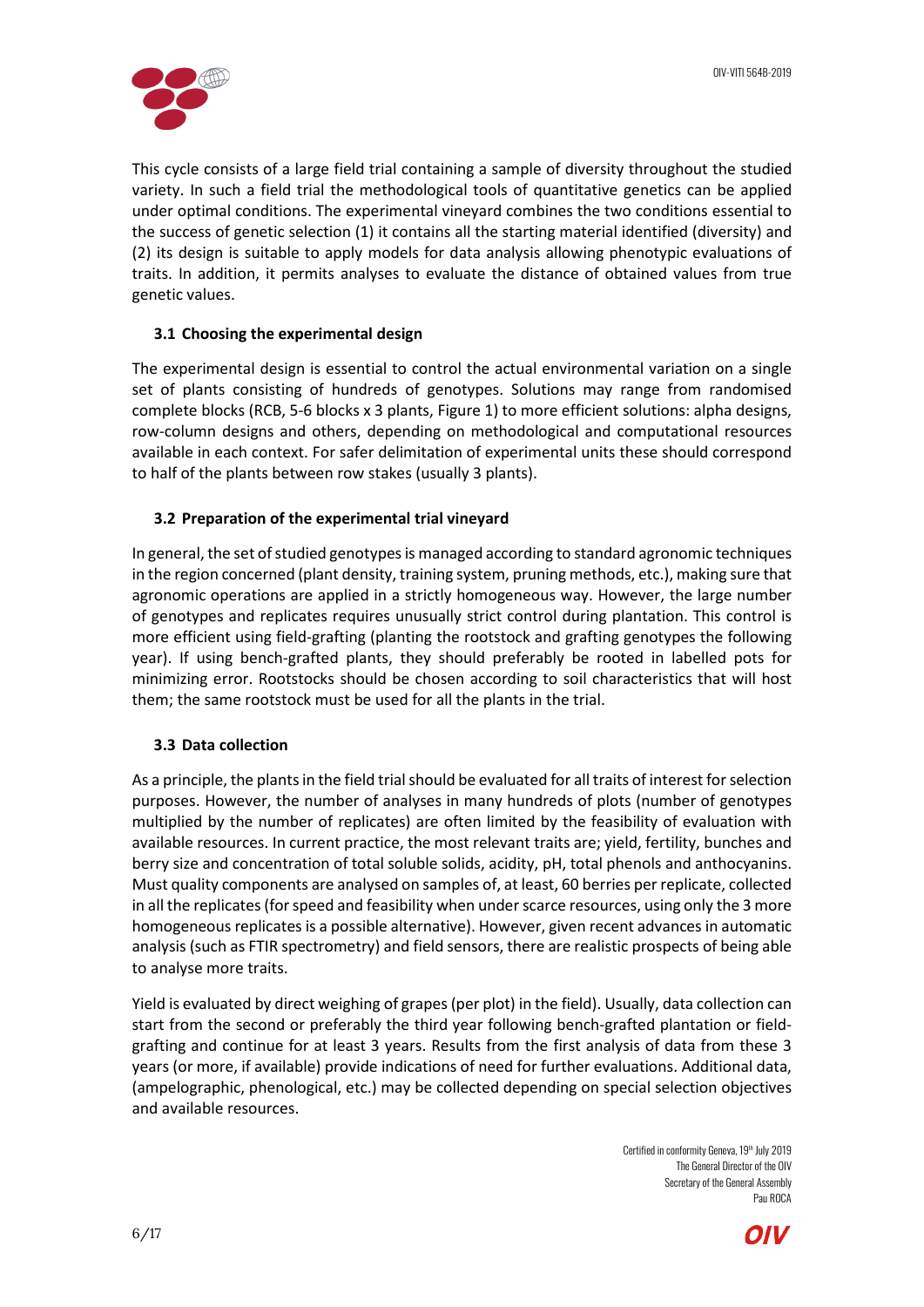This cycle consists of a large field trial containing a sample of diversity throughout the studied variety. In such a field trial the methodological tools of quantitative genetics can be applied under optimal conditions. The experimental vineyard combines the two conditions essential to the success of genetic selection (1) it contains all the starting material identified (diversity) and (2) its design is suitable to apply models for data analysis allowing phenotypic evaluations of traits. In addition, it permits analyses to evaluate the distance of obtained values from true genetic values.

### 3.1 Choosing the experimental design

The experimental design is essential to control the actual environmental variation on a single set of plants consisting of hundreds of genotypes. Solutions may range from randomised complete blocks (RCB, 5-6 blocks x 3 plants, Figure 1) to more efficient solutions: alpha designs, row-column designs and others, depending on methodological and computational resources available in each context. For safer delimitation of experimental units these should correspond to half of the plants between row stakes (usually 3 plants).

### 3.2 Preparation of the experimental trial vineyard

In general, the set of studied genotypes is managed according to standard agronomic techniques in the region concerned (plant density, training system, pruning methods, etc.), making sure that agronomic operations are applied in a strictly homogeneous way. However, the large number of genotypes and replicates requires unusually strict control during plantation. This control is more efficient using field-grafting (planting the rootstock and grafting genotypes the following year). If using bench-grafted plants, they should preferably be rooted in labelled pots for minimizing error. Rootstocks should be chosen according to soil characteristics that will host them; the same rootstock must be used for all the plants in the trial.

### 3.3 Data collection

As a principle, the plants in the field trial should be evaluated for all traits of interest for selection purposes. However, the number of analyses in many hundreds of plots (number of genotypes multiplied by the number of replicates) are often limited by the feasibility of evaluation with available resources. In current practice, the most relevant traits are; yield, fertility, bunches and berry size and concentration of total soluble solids, acidity, pH, total phenols and anthocyanins. Must quality components are analysed on samples of, at least, 60 berries per replicate, collected in all the replicates (for speed and feasibility when under scarce resources, using only the 3 more homogeneous replicates is a possible alternative). However, given recent advances in automatic analysis (such as FTIR spectrometry) and field sensors, there are realistic prospects of being able to analyse more traits.

Yield is evaluated by direct weighing of grapes (per plot) in the field). Usually, data collection can start from the second or preferably the third year following bench-grafted plantation or field-grafting and continue for at least 3 years. Results from the first analysis of data from these 3 years (or more, if available) provide indications of need for further evaluations. Additional data, (ampelographic, phenological, etc.) may be collected depending on special selection objectives and available resources.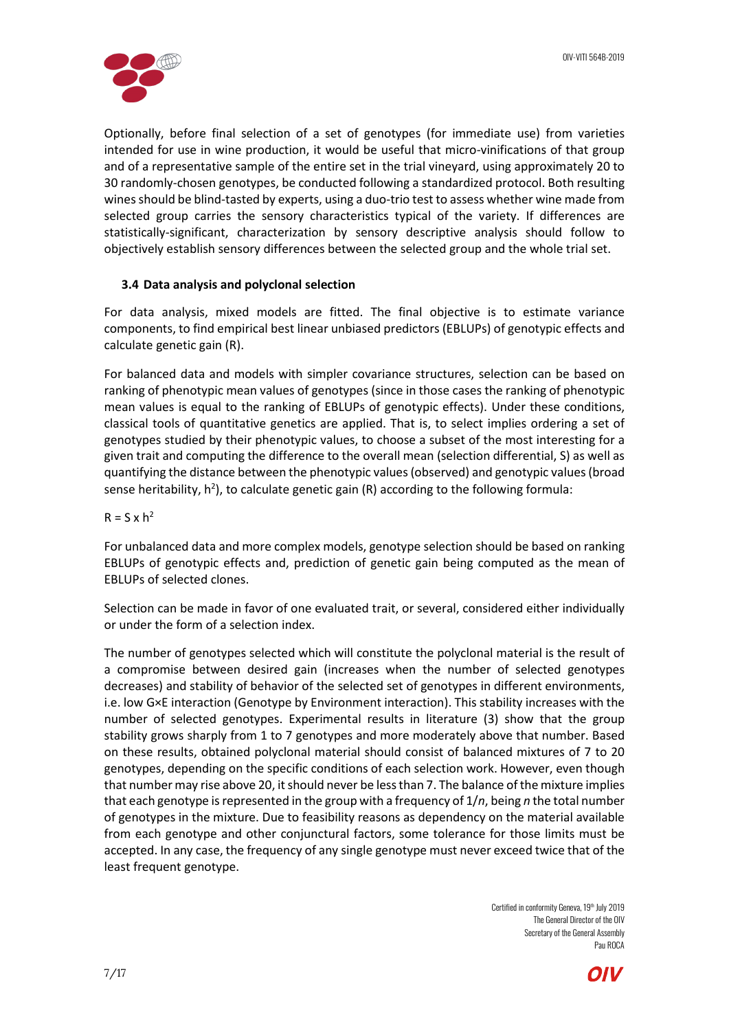Optionally, before final selection of a set of genotypes (for immediate use) from varieties intended for use in wine production, it would be useful that micro-vinifications of that group and of a representative sample of the entire set in the trial vineyard, using approximately 20 to 30 randomly-chosen genotypes, be conducted following a standardized protocol. Both resulting wines should be blind-tasted by experts, using a duo-trio test to assess whether wine made from selected group carries the sensory characteristics typical of the variety. If differences are statistically-significant, characterization by sensory descriptive analysis should follow to objectively establish sensory differences between the selected group and the whole trial set.

### 3.4 Data analysis and polyclonal selection

For data analysis, mixed models are fitted. The final objective is to estimate variance components, to find empirical best linear unbiased predictors (EBLUPs) of genotypic effects and calculate genetic gain (R).

For balanced data and models with simpler covariance structures, selection can be based on ranking of phenotypic mean values of genotypes (since in those cases the ranking of phenotypic mean values is equal to the ranking of EBLUPs of genotypic effects). Under these conditions, classical tools of quantitative genetics are applied. That is, to select implies ordering a set of genotypes studied by their phenotypic values, to choose a subset of the most interesting for a given trait and computing the difference to the overall mean (selection differential, S) as well as quantifying the distance between the phenotypic values (observed) and genotypic values (broad sense heritability, $h^2$), to calculate genetic gain (R) according to the following formula:

$$R = S \times h^2$$

For unbalanced data and more complex models, genotype selection should be based on ranking EBLUPs of genotypic effects and, prediction of genetic gain being computed as the mean of EBLUPs of selected clones.

Selection can be made in favor of one evaluated trait, or several, considered either individually or under the form of a selection index.

The number of genotypes selected which will constitute the polyclonal material is the result of a compromise between desired gain (increases when the number of selected genotypes decreases) and stability of behavior of the selected set of genotypes in different environments, i.e. low G×E interaction (Genotype by Environment interaction). This stability increases with the number of selected genotypes. Experimental results in literature (3) show that the group stability grows sharply from 1 to 7 genotypes and more moderately above that number. Based on these results, obtained polyclonal material should consist of balanced mixtures of 7 to 20 genotypes, depending on the specific conditions of each selection work. However, even though that number may rise above 20, it should never be less than 7. The balance of the mixture implies that each genotype is represented in the group with a frequency of $1/n$, being $n$ the total number of genotypes in the mixture. Due to feasibility reasons as dependency on the material available from each genotype and other conjunctural factors, some tolerance for those limits must be accepted. In any case, the frequency of any single genotype must never exceed twice that of the least frequent genotype.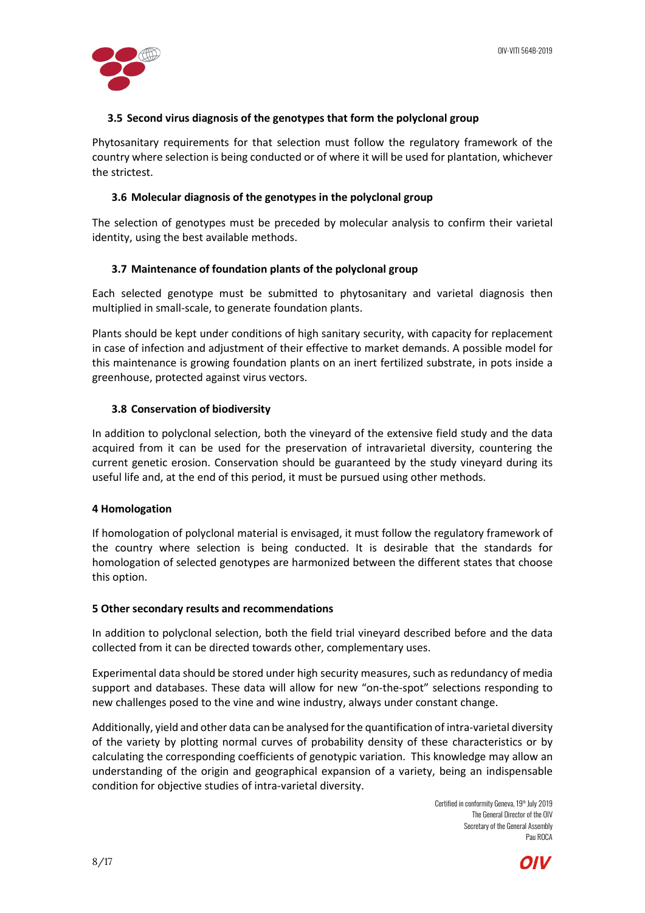### 3.5 Second virus diagnosis of the genotypes that form the polyclonal group

Phytosanitary requirements for that selection must follow the regulatory framework of the country where selection is being conducted or of where it will be used for plantation, whichever the strictest.

### 3.6 Molecular diagnosis of the genotypes in the polyclonal group

The selection of genotypes must be preceded by molecular analysis to confirm their varietal identity, using the best available methods.

### 3.7 Maintenance of foundation plants of the polyclonal group

Each selected genotype must be submitted to phytosanitary and varietal diagnosis then multiplied in small-scale, to generate foundation plants.

Plants should be kept under conditions of high sanitary security, with capacity for replacement in case of infection and adjustment of their effective to market demands. A possible model for this maintenance is growing foundation plants on an inert fertilized substrate, in pots inside a greenhouse, protected against virus vectors.

### 3.8 Conservation of biodiversity

In addition to polyclonal selection, both the vineyard of the extensive field study and the data acquired from it can be used for the preservation of intravarietal diversity, countering the current genetic erosion. Conservation should be guaranteed by the study vineyard during its useful life and, at the end of this period, it must be pursued using other methods.

## 4 Homologation

If homologation of polyclonal material is envisaged, it must follow the regulatory framework of the country where selection is being conducted. It is desirable that the standards for homologation of selected genotypes are harmonized between the different states that choose this option.

## 5 Other secondary results and recommendations

In addition to polyclonal selection, both the field trial vineyard described before and the data collected from it can be directed towards other, complementary uses.

Experimental data should be stored under high security measures, such as redundancy of media support and databases. These data will allow for new "on-the-spot" selections responding to new challenges posed to the vine and wine industry, always under constant change.

Additionally, yield and other data can be analysed for the quantification of intra-varietal diversity of the variety by plotting normal curves of probability density of these characteristics or by calculating the corresponding coefficients of genotypic variation. This knowledge may allow an understanding of the origin and geographical expansion of a variety, being an indispensable condition for objective studies of intra-varietal diversity.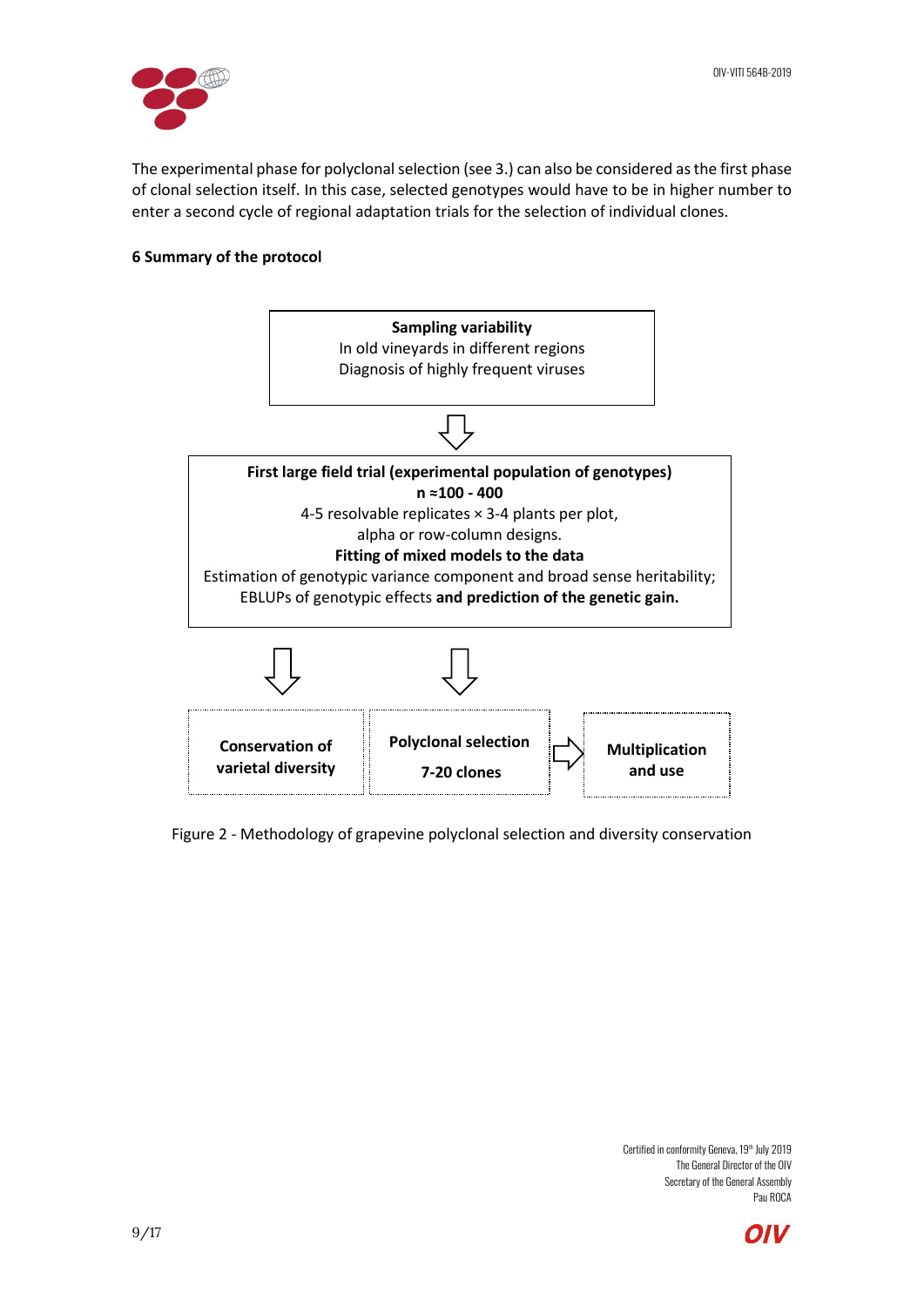The experimental phase for polyclonal selection (see 3.) can also be considered as the first phase of clonal selection itself. In this case, selected genotypes would have to be in higher number to enter a second cycle of regional adaptation trials for the selection of individual clones.

#### 6 Summary of the protocol

**Sampling variability**
In old vineyards in different regions
Diagnosis of highly frequent viruses

⇩

**First large field trial (experimental population of genotypes)**
**n ≈100 - 400**
4-5 resolvable replicates × 3-4 plants per plot,
alpha or row-column designs.
**Fitting of mixed models to the data**
Estimation of genotypic variance component and broad sense heritability;
EBLUPs of genotypic effects **and prediction of the genetic gain.**

⇩ ⇩

**Conservation of varietal diversity** | **Polyclonal selection 7-20 clones** ⇨ **Multiplication and use**

Figure 2 - Methodology of grapevine polyclonal selection and diversity conservation

Certified in conformity Geneva, 19th July 2019
The General Director of the OIV
Secretary of the General Assembly
Pau ROCA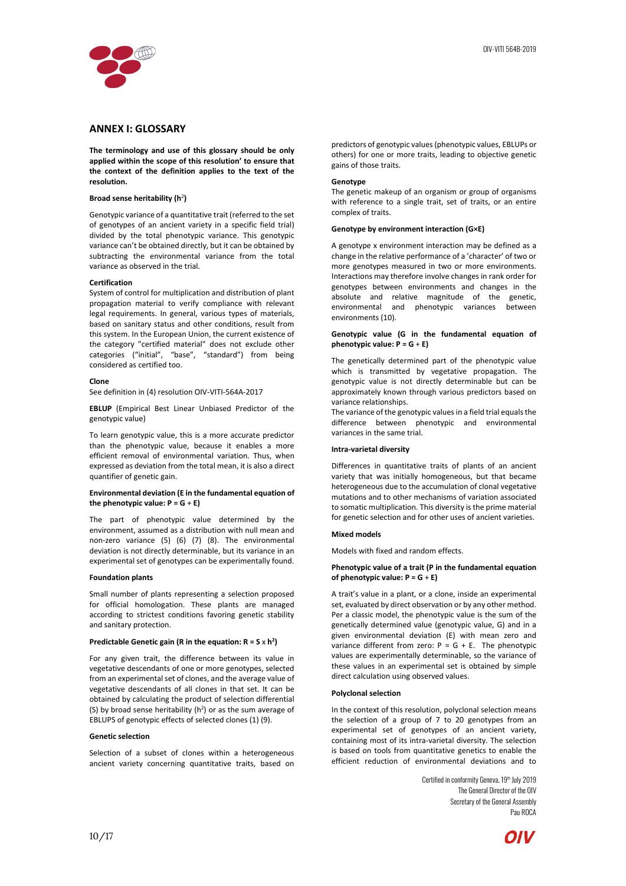## ANNEX I: GLOSSARY

**The terminology and use of this glossary should be only applied within the scope of this resolution' to ensure that the context of the definition applies to the text of the resolution.**

**Broad sense heritability ($h^2$)**

Genotypic variance of a quantitative trait (referred to the set of genotypes of an ancient variety in a specific field trial) divided by the total phenotypic variance. This genotypic variance can't be obtained directly, but it can be obtained by subtracting the environmental variance from the total variance as observed in the trial.

**Certification**

System of control for multiplication and distribution of plant propagation material to verify compliance with relevant legal requirements. In general, various types of materials, based on sanitary status and other conditions, result from this system. In the European Union, the current existence of the category "certified material" does not exclude other categories ("initial", "base", "standard") from being considered as certified too.

**Clone**

See definition in (4) resolution OIV-VITI-564A-2017

**EBLUP** (Empirical Best Linear Unbiased Predictor of the genotypic value)

To learn genotypic value, this is a more accurate predictor than the phenotypic value, because it enables a more efficient removal of environmental variation. Thus, when expressed as deviation from the total mean, it is also a direct quantifier of genetic gain.

**Environmental deviation (E in the fundamental equation of the phenotypic value: P = G + E)**

The part of phenotypic value determined by the environment, assumed as a distribution with null mean and non-zero variance (5) (6) (7) (8). The environmental deviation is not directly determinable, but its variance in an experimental set of genotypes can be experimentally found.

**Foundation plants**

Small number of plants representing a selection proposed for official homologation. These plants are managed according to strictest conditions favoring genetic stability and sanitary protection.

**Predictable Genetic gain (R in the equation: R = S x $h^2$)**

For any given trait, the difference between its value in vegetative descendants of one or more genotypes, selected from an experimental set of clones, and the average value of vegetative descendants of all clones in that set. It can be obtained by calculating the product of selection differential (S) by broad sense heritability ($h^2$) or as the sum average of EBLUPS of genotypic effects of selected clones (1) (9).

**Genetic selection**

Selection of a subset of clones within a heterogeneous ancient variety concerning quantitative traits, based on predictors of genotypic values (phenotypic values, EBLUPs or others) for one or more traits, leading to objective genetic gains of those traits.

**Genotype**

The genetic makeup of an organism or group of organisms with reference to a single trait, set of traits, or an entire complex of traits.

**Genotype by environment interaction (G×E)**

A genotype x environment interaction may be defined as a change in the relative performance of a 'character' of two or more genotypes measured in two or more environments. Interactions may therefore involve changes in rank order for genotypes between environments and changes in the absolute and relative magnitude of the genetic, environmental and phenotypic variances between environments (10).

**Genotypic value (G in the fundamental equation of phenotypic value: P = G + E)**

The genetically determined part of the phenotypic value which is transmitted by vegetative propagation. The genotypic value is not directly determinable but can be approximately known through various predictors based on variance relationships.

The variance of the genotypic values in a field trial equals the difference between phenotypic and environmental variances in the same trial.

**Intra-varietal diversity**

Differences in quantitative traits of plants of an ancient variety that was initially homogeneous, but that became heterogeneous due to the accumulation of clonal vegetative mutations and to other mechanisms of variation associated to somatic multiplication. This diversity is the prime material for genetic selection and for other uses of ancient varieties.

**Mixed models**

Models with fixed and random effects.

**Phenotypic value of a trait (P in the fundamental equation of phenotypic value: P = G + E)**

A trait's value in a plant, or a clone, inside an experimental set, evaluated by direct observation or by any other method. Per a classic model, the phenotypic value is the sum of the genetically determined value (genotypic value, G) and in a given environmental deviation (E) with mean zero and variance different from zero: P = G + E. The phenotypic values are experimentally determinable, so the variance of these values in an experimental set is obtained by simple direct calculation using observed values.

**Polyclonal selection**

In the context of this resolution, polyclonal selection means the selection of a group of 7 to 20 genotypes from an experimental set of genotypes of an ancient variety, containing most of its intra-varietal diversity. The selection is based on tools from quantitative genetics to enable the efficient reduction of environmental deviations and to

Certified in conformity Geneva, 19th July 2019
The General Director of the OIV
Secretary of the General Assembly
Pau ROCA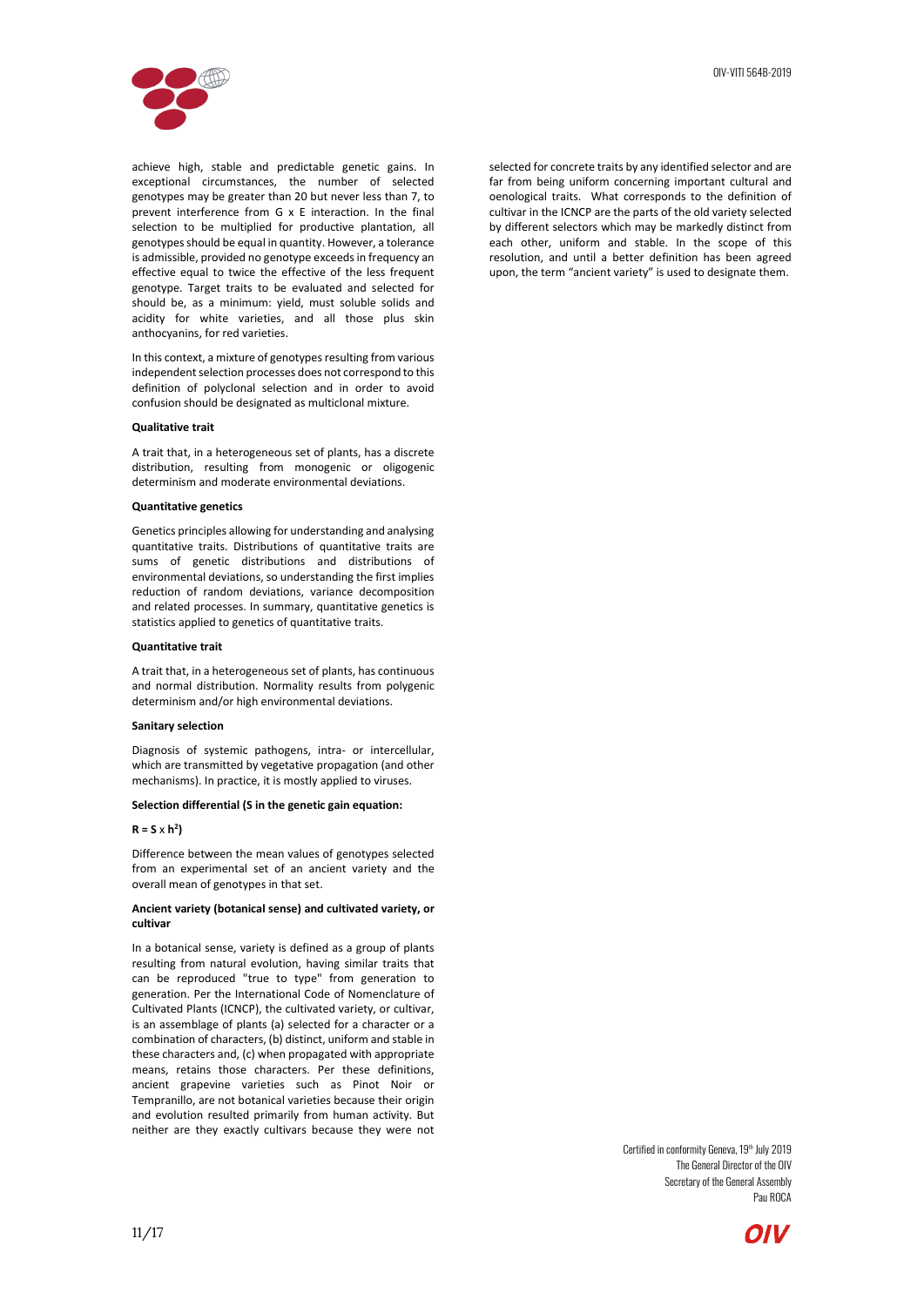achieve high, stable and predictable genetic gains. In exceptional circumstances, the number of selected genotypes may be greater than 20 but never less than 7, to prevent interference from G x E interaction. In the final selection to be multiplied for productive plantation, all genotypes should be equal in quantity. However, a tolerance is admissible, provided no genotype exceeds in frequency an effective equal to twice the effective of the less frequent genotype. Target traits to be evaluated and selected for should be, as a minimum: yield, must soluble solids and acidity for white varieties, and all those plus skin anthocyanins, for red varieties.

In this context, a mixture of genotypes resulting from various independent selection processes does not correspond to this definition of polyclonal selection and in order to avoid confusion should be designated as multiclonal mixture.

**Qualitative trait**

A trait that, in a heterogeneous set of plants, has a discrete distribution, resulting from monogenic or oligogenic determinism and moderate environmental deviations.

**Quantitative genetics**

Genetics principles allowing for understanding and analysing quantitative traits. Distributions of quantitative traits are sums of genetic distributions and distributions of environmental deviations, so understanding the first implies reduction of random deviations, variance decomposition and related processes. In summary, quantitative genetics is statistics applied to genetics of quantitative traits.

**Quantitative trait**

A trait that, in a heterogeneous set of plants, has continuous and normal distribution. Normality results from polygenic determinism and/or high environmental deviations.

**Sanitary selection**

Diagnosis of systemic pathogens, intra- or intercellular, which are transmitted by vegetative propagation (and other mechanisms). In practice, it is mostly applied to viruses.

**Selection differential (S in the genetic gain equation:**

**$R = S \times h^2$)**

Difference between the mean values of genotypes selected from an experimental set of an ancient variety and the overall mean of genotypes in that set.

**Ancient variety (botanical sense) and cultivated variety, or cultivar**

In a botanical sense, variety is defined as a group of plants resulting from natural evolution, having similar traits that can be reproduced "true to type" from generation to generation. Per the International Code of Nomenclature of Cultivated Plants (ICNCP), the cultivated variety, or cultivar, is an assemblage of plants (a) selected for a character or a combination of characters, (b) distinct, uniform and stable in these characters and, (c) when propagated with appropriate means, retains those characters. Per these definitions, ancient grapevine varieties such as Pinot Noir or Tempranillo, are not botanical varieties because their origin and evolution resulted primarily from human activity. But neither are they exactly cultivars because they were not selected for concrete traits by any identified selector and are far from being uniform concerning important cultural and oenological traits. What corresponds to the definition of cultivar in the ICNCP are the parts of the old variety selected by different selectors which may be markedly distinct from each other, uniform and stable. In the scope of this resolution, and until a better definition has been agreed upon, the term "ancient variety" is used to designate them.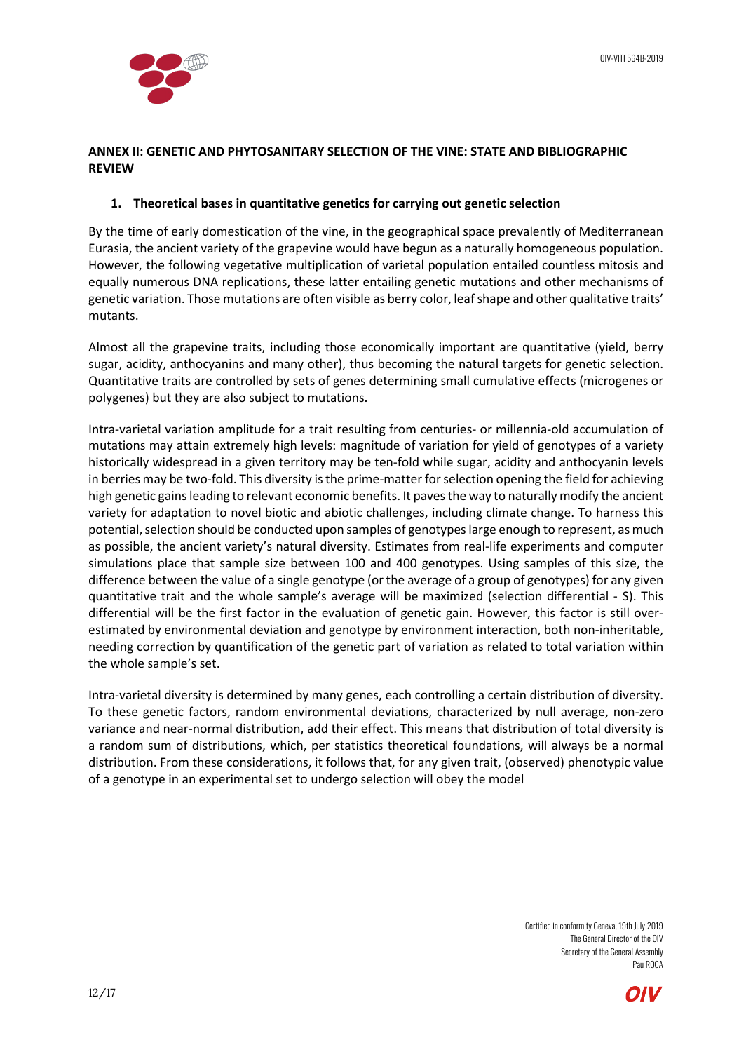## ANNEX II: GENETIC AND PHYTOSANITARY SELECTION OF THE VINE: STATE AND BIBLIOGRAPHIC REVIEW

### 1. Theoretical bases in quantitative genetics for carrying out genetic selection

By the time of early domestication of the vine, in the geographical space prevalently of Mediterranean Eurasia, the ancient variety of the grapevine would have begun as a naturally homogeneous population. However, the following vegetative multiplication of varietal population entailed countless mitosis and equally numerous DNA replications, these latter entailing genetic mutations and other mechanisms of genetic variation. Those mutations are often visible as berry color, leaf shape and other qualitative traits' mutants.

Almost all the grapevine traits, including those economically important are quantitative (yield, berry sugar, acidity, anthocyanins and many other), thus becoming the natural targets for genetic selection. Quantitative traits are controlled by sets of genes determining small cumulative effects (microgenes or polygenes) but they are also subject to mutations.

Intra-varietal variation amplitude for a trait resulting from centuries- or millennia-old accumulation of mutations may attain extremely high levels: magnitude of variation for yield of genotypes of a variety historically widespread in a given territory may be ten-fold while sugar, acidity and anthocyanin levels in berries may be two-fold. This diversity is the prime-matter for selection opening the field for achieving high genetic gains leading to relevant economic benefits. It paves the way to naturally modify the ancient variety for adaptation to novel biotic and abiotic challenges, including climate change. To harness this potential, selection should be conducted upon samples of genotypes large enough to represent, as much as possible, the ancient variety's natural diversity. Estimates from real-life experiments and computer simulations place that sample size between 100 and 400 genotypes. Using samples of this size, the difference between the value of a single genotype (or the average of a group of genotypes) for any given quantitative trait and the whole sample's average will be maximized (selection differential - S). This differential will be the first factor in the evaluation of genetic gain. However, this factor is still over-estimated by environmental deviation and genotype by environment interaction, both non-inheritable, needing correction by quantification of the genetic part of variation as related to total variation within the whole sample's set.

Intra-varietal diversity is determined by many genes, each controlling a certain distribution of diversity. To these genetic factors, random environmental deviations, characterized by null average, non-zero variance and near-normal distribution, add their effect. This means that distribution of total diversity is a random sum of distributions, which, per statistics theoretical foundations, will always be a normal distribution. From these considerations, it follows that, for any given trait, (observed) phenotypic value of a genotype in an experimental set to undergo selection will obey the model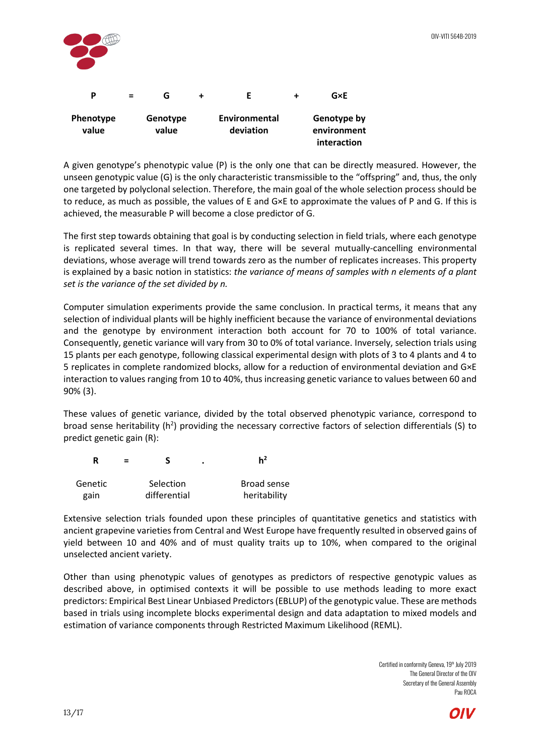| P | = | G | + | E | + | G×E |
|---|---|---|---|---|---|---|
| **Phenotype value** | | **Genotype value** | | **Environmental deviation** | | **Genotype by environment interaction** |

A given genotype's phenotypic value (P) is the only one that can be directly measured. However, the unseen genotypic value (G) is the only characteristic transmissible to the "offspring" and, thus, the only one targeted by polyclonal selection. Therefore, the main goal of the whole selection process should be to reduce, as much as possible, the values of E and G×E to approximate the values of P and G. If this is achieved, the measurable P will become a close predictor of G.

The first step towards obtaining that goal is by conducting selection in field trials, where each genotype is replicated several times. In that way, there will be several mutually-cancelling environmental deviations, whose average will trend towards zero as the number of replicates increases. This property is explained by a basic notion in statistics: *the variance of means of samples with n elements of a plant set is the variance of the set divided by n.*

Computer simulation experiments provide the same conclusion. In practical terms, it means that any selection of individual plants will be highly inefficient because the variance of environmental deviations and the genotype by environment interaction both account for 70 to 100% of total variance. Consequently, genetic variance will vary from 30 to 0% of total variance. Inversely, selection trials using 15 plants per each genotype, following classical experimental design with plots of 3 to 4 plants and 4 to 5 replicates in complete randomized blocks, allow for a reduction of environmental deviation and G×E interaction to values ranging from 10 to 40%, thus increasing genetic variance to values between 60 and 90% (3).

These values of genetic variance, divided by the total observed phenotypic variance, correspond to broad sense heritability ($h^2$) providing the necessary corrective factors of selection differentials (S) to predict genetic gain (R):

| R | = | S | . | $h^2$ |
|---|---|---|---|---|
| Genetic gain | | Selection differential | | Broad sense heritability |

Extensive selection trials founded upon these principles of quantitative genetics and statistics with ancient grapevine varieties from Central and West Europe have frequently resulted in observed gains of yield between 10 and 40% and of must quality traits up to 10%, when compared to the original unselected ancient variety.

Other than using phenotypic values of genotypes as predictors of respective genotypic values as described above, in optimised contexts it will be possible to use methods leading to more exact predictors: Empirical Best Linear Unbiased Predictors (EBLUP) of the genotypic value. These are methods based in trials using incomplete blocks experimental design and data adaptation to mixed models and estimation of variance components through Restricted Maximum Likelihood (REML).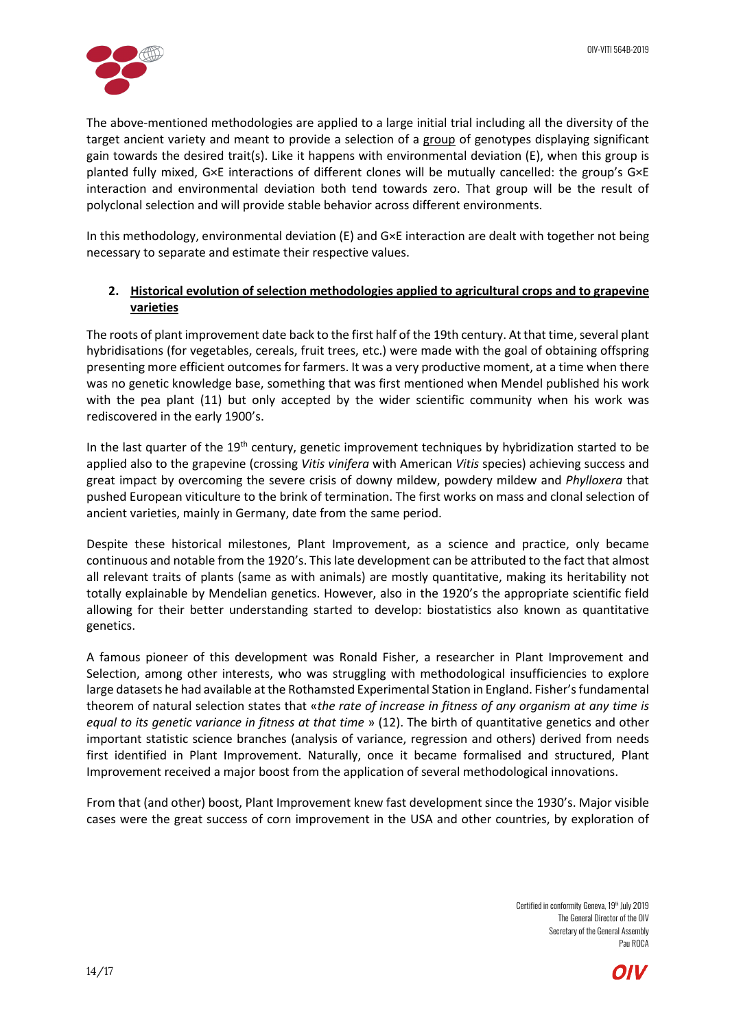The above-mentioned methodologies are applied to a large initial trial including all the diversity of the target ancient variety and meant to provide a selection of a group of genotypes displaying significant gain towards the desired trait(s). Like it happens with environmental deviation (E), when this group is planted fully mixed, G×E interactions of different clones will be mutually cancelled: the group's G×E interaction and environmental deviation both tend towards zero. That group will be the result of polyclonal selection and will provide stable behavior across different environments.

In this methodology, environmental deviation (E) and G×E interaction are dealt with together not being necessary to separate and estimate their respective values.

## 2. Historical evolution of selection methodologies applied to agricultural crops and to grapevine varieties

The roots of plant improvement date back to the first half of the 19th century. At that time, several plant hybridisations (for vegetables, cereals, fruit trees, etc.) were made with the goal of obtaining offspring presenting more efficient outcomes for farmers. It was a very productive moment, at a time when there was no genetic knowledge base, something that was first mentioned when Mendel published his work with the pea plant (11) but only accepted by the wider scientific community when his work was rediscovered in the early 1900's.

In the last quarter of the 19th century, genetic improvement techniques by hybridization started to be applied also to the grapevine (crossing *Vitis vinifera* with American *Vitis* species) achieving success and great impact by overcoming the severe crisis of downy mildew, powdery mildew and *Phylloxera* that pushed European viticulture to the brink of termination. The first works on mass and clonal selection of ancient varieties, mainly in Germany, date from the same period.

Despite these historical milestones, Plant Improvement, as a science and practice, only became continuous and notable from the 1920's. This late development can be attributed to the fact that almost all relevant traits of plants (same as with animals) are mostly quantitative, making its heritability not totally explainable by Mendelian genetics. However, also in the 1920's the appropriate scientific field allowing for their better understanding started to develop: biostatistics also known as quantitative genetics.

A famous pioneer of this development was Ronald Fisher, a researcher in Plant Improvement and Selection, among other interests, who was struggling with methodological insufficiencies to explore large datasets he had available at the Rothamsted Experimental Station in England. Fisher's fundamental theorem of natural selection states that «*the rate of increase in fitness of any organism at any time is equal to its genetic variance in fitness at that time* » (12). The birth of quantitative genetics and other important statistic science branches (analysis of variance, regression and others) derived from needs first identified in Plant Improvement. Naturally, once it became formalised and structured, Plant Improvement received a major boost from the application of several methodological innovations.

From that (and other) boost, Plant Improvement knew fast development since the 1930's. Major visible cases were the great success of corn improvement in the USA and other countries, by exploration of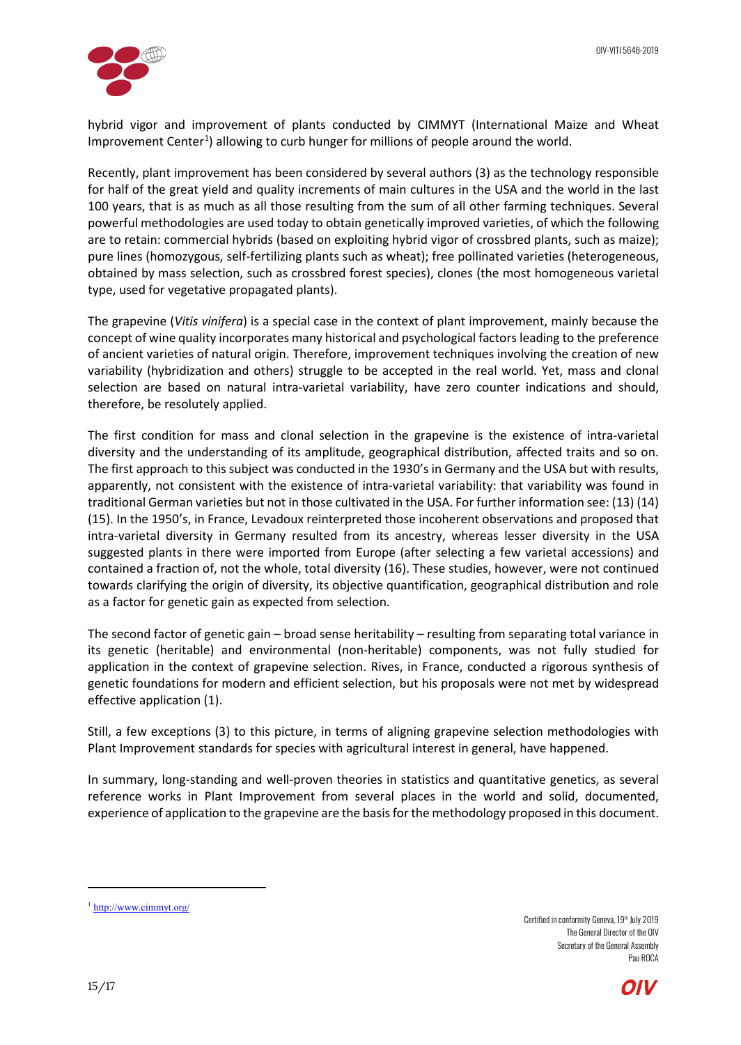hybrid vigor and improvement of plants conducted by CIMMYT (International Maize and Wheat Improvement Center[1]) allowing to curb hunger for millions of people around the world.

Recently, plant improvement has been considered by several authors (3) as the technology responsible for half of the great yield and quality increments of main cultures in the USA and the world in the last 100 years, that is as much as all those resulting from the sum of all other farming techniques. Several powerful methodologies are used today to obtain genetically improved varieties, of which the following are to retain: commercial hybrids (based on exploiting hybrid vigor of crossbred plants, such as maize); pure lines (homozygous, self-fertilizing plants such as wheat); free pollinated varieties (heterogeneous, obtained by mass selection, such as crossbred forest species), clones (the most homogeneous varietal type, used for vegetative propagated plants).

The grapevine (*Vitis vinifera*) is a special case in the context of plant improvement, mainly because the concept of wine quality incorporates many historical and psychological factors leading to the preference of ancient varieties of natural origin. Therefore, improvement techniques involving the creation of new variability (hybridization and others) struggle to be accepted in the real world. Yet, mass and clonal selection are based on natural intra-varietal variability, have zero counter indications and should, therefore, be resolutely applied.

The first condition for mass and clonal selection in the grapevine is the existence of intra-varietal diversity and the understanding of its amplitude, geographical distribution, affected traits and so on. The first approach to this subject was conducted in the 1930's in Germany and the USA but with results, apparently, not consistent with the existence of intra-varietal variability: that variability was found in traditional German varieties but not in those cultivated in the USA. For further information see: (13) (14) (15). In the 1950's, in France, Levadoux reinterpreted those incoherent observations and proposed that intra-varietal diversity in Germany resulted from its ancestry, whereas lesser diversity in the USA suggested plants in there were imported from Europe (after selecting a few varietal accessions) and contained a fraction of, not the whole, total diversity (16). These studies, however, were not continued towards clarifying the origin of diversity, its objective quantification, geographical distribution and role as a factor for genetic gain as expected from selection.

The second factor of genetic gain – broad sense heritability – resulting from separating total variance in its genetic (heritable) and environmental (non-heritable) components, was not fully studied for application in the context of grapevine selection. Rives, in France, conducted a rigorous synthesis of genetic foundations for modern and efficient selection, but his proposals were not met by widespread effective application (1).

Still, a few exceptions (3) to this picture, in terms of aligning grapevine selection methodologies with Plant Improvement standards for species with agricultural interest in general, have happened.

In summary, long-standing and well-proven theories in statistics and quantitative genetics, as several reference works in Plant Improvement from several places in the world and solid, documented, experience of application to the grapevine are the basis for the methodology proposed in this document.

---

[1] http://www.cimmyt.org/

Certified in conformity Geneva, 19th July 2019
The General Director of the OIV
Secretary of the General Assembly
Pau ROCA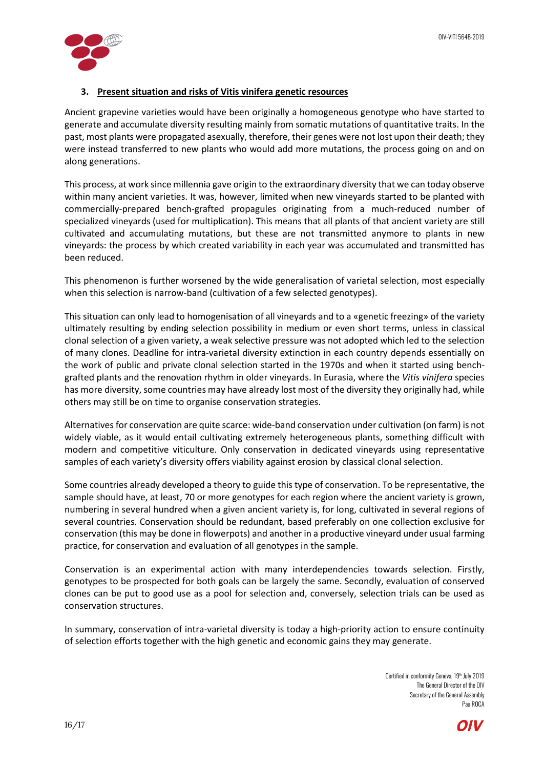### 3. Present situation and risks of Vitis vinifera genetic resources

Ancient grapevine varieties would have been originally a homogeneous genotype who have started to generate and accumulate diversity resulting mainly from somatic mutations of quantitative traits. In the past, most plants were propagated asexually, therefore, their genes were not lost upon their death; they were instead transferred to new plants who would add more mutations, the process going on and on along generations.

This process, at work since millennia gave origin to the extraordinary diversity that we can today observe within many ancient varieties. It was, however, limited when new vineyards started to be planted with commercially-prepared bench-grafted propagules originating from a much-reduced number of specialized vineyards (used for multiplication). This means that all plants of that ancient variety are still cultivated and accumulating mutations, but these are not transmitted anymore to plants in new vineyards: the process by which created variability in each year was accumulated and transmitted has been reduced.

This phenomenon is further worsened by the wide generalisation of varietal selection, most especially when this selection is narrow-band (cultivation of a few selected genotypes).

This situation can only lead to homogenisation of all vineyards and to a «genetic freezing» of the variety ultimately resulting by ending selection possibility in medium or even short terms, unless in classical clonal selection of a given variety, a weak selective pressure was not adopted which led to the selection of many clones. Deadline for intra-varietal diversity extinction in each country depends essentially on the work of public and private clonal selection started in the 1970s and when it started using bench-grafted plants and the renovation rhythm in older vineyards. In Eurasia, where the *Vitis vinifera* species has more diversity, some countries may have already lost most of the diversity they originally had, while others may still be on time to organise conservation strategies.

Alternatives for conservation are quite scarce: wide-band conservation under cultivation (on farm) is not widely viable, as it would entail cultivating extremely heterogeneous plants, something difficult with modern and competitive viticulture. Only conservation in dedicated vineyards using representative samples of each variety's diversity offers viability against erosion by classical clonal selection.

Some countries already developed a theory to guide this type of conservation. To be representative, the sample should have, at least, 70 or more genotypes for each region where the ancient variety is grown, numbering in several hundred when a given ancient variety is, for long, cultivated in several regions of several countries. Conservation should be redundant, based preferably on one collection exclusive for conservation (this may be done in flowerpots) and another in a productive vineyard under usual farming practice, for conservation and evaluation of all genotypes in the sample.

Conservation is an experimental action with many interdependencies towards selection. Firstly, genotypes to be prospected for both goals can be largely the same. Secondly, evaluation of conserved clones can be put to good use as a pool for selection and, conversely, selection trials can be used as conservation structures.

In summary, conservation of intra-varietal diversity is today a high-priority action to ensure continuity of selection efforts together with the high genetic and economic gains they may generate.

Certified in conformity Geneva, 19th July 2019
The General Director of the OIV
Secretary of the General Assembly
Pau ROCA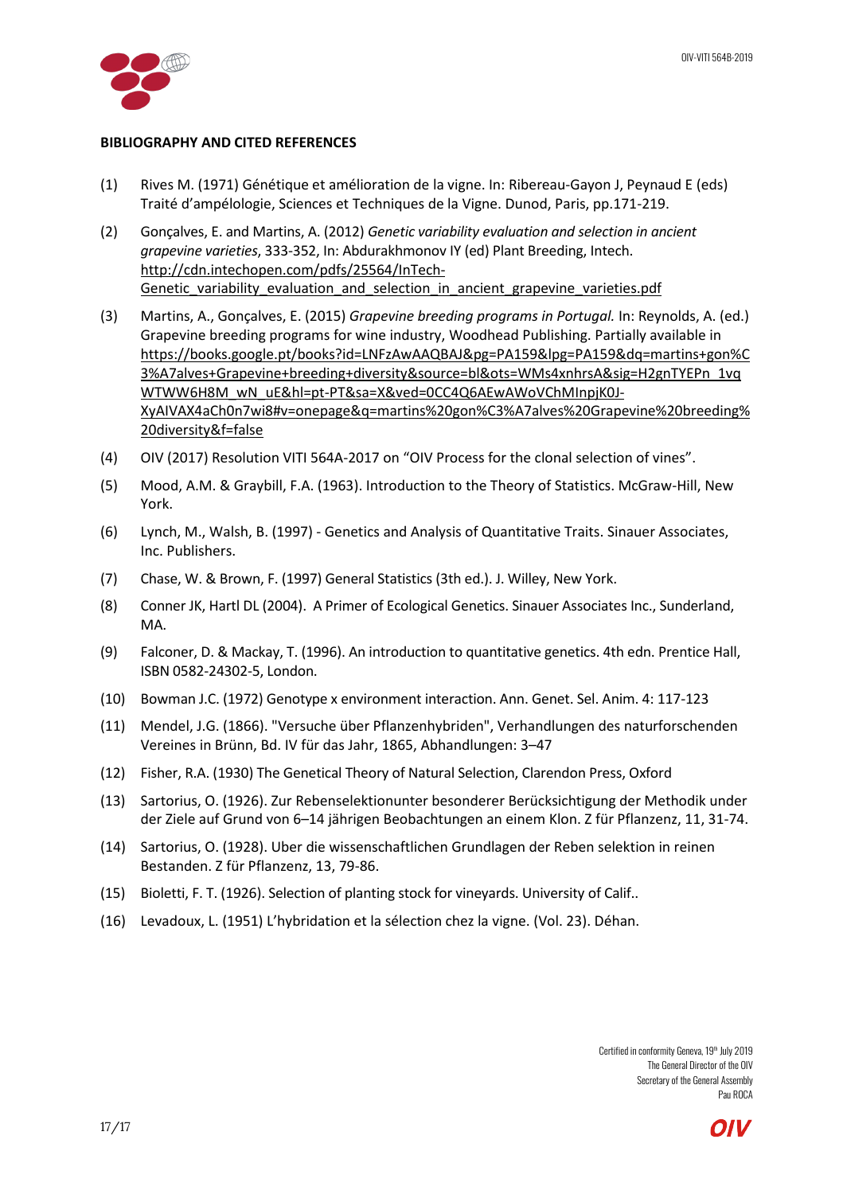**BIBLIOGRAPHY AND CITED REFERENCES**

(1) Rives M. (1971) Génétique et amélioration de la vigne. In: Ribereau-Gayon J, Peynaud E (eds) Traité d'ampélologie, Sciences et Techniques de la Vigne. Dunod, Paris, pp.171-219.

(2) Gonçalves, E. and Martins, A. (2012) *Genetic variability evaluation and selection in ancient grapevine varieties*, 333-352, In: Abdurakhmonov IY (ed) Plant Breeding, Intech. http://cdn.intechopen.com/pdfs/25564/InTech-Genetic_variability_evaluation_and_selection_in_ancient_grapevine_varieties.pdf

(3) Martins, A., Gonçalves, E. (2015) *Grapevine breeding programs in Portugal.* In: Reynolds, A. (ed.) Grapevine breeding programs for wine industry, Woodhead Publishing. Partially available in https://books.google.pt/books?id=LNFzAwAAQBAJ&pg=PA159&lpg=PA159&dq=martins+gon%C3%A7alves+Grapevine+breeding+diversity&source=bl&ots=WMs4xnhrsA&sig=H2gnTYEPn_1vqWTWW6H8M_wN_uE&hl=pt-PT&sa=X&ved=0CC4Q6AEwAWoVChMInpjK0J-XyAIVAX4aCh0n7wi8#v=onepage&q=martins%20gon%C3%A7alves%20Grapevine%20breeding%20diversity&f=false

(4) OIV (2017) Resolution VITI 564A-2017 on "OIV Process for the clonal selection of vines".

(5) Mood, A.M. & Graybill, F.A. (1963). Introduction to the Theory of Statistics. McGraw-Hill, New York.

(6) Lynch, M., Walsh, B. (1997) - Genetics and Analysis of Quantitative Traits. Sinauer Associates, Inc. Publishers.

(7) Chase, W. & Brown, F. (1997) General Statistics (3th ed.). J. Willey, New York.

(8) Conner JK, Hartl DL (2004). A Primer of Ecological Genetics. Sinauer Associates Inc., Sunderland, MA.

(9) Falconer, D. & Mackay, T. (1996). An introduction to quantitative genetics. 4th edn. Prentice Hall, ISBN 0582-24302-5, London.

(10) Bowman J.C. (1972) Genotype x environment interaction. Ann. Genet. Sel. Anim. 4: 117-123

(11) Mendel, J.G. (1866). "Versuche über Pflanzenhybriden", Verhandlungen des naturforschenden Vereines in Brünn, Bd. IV für das Jahr, 1865, Abhandlungen: 3–47

(12) Fisher, R.A. (1930) The Genetical Theory of Natural Selection, Clarendon Press, Oxford

(13) Sartorius, O. (1926). Zur Rebenselektionunter besonderer Berücksichtigung der Methodik under der Ziele auf Grund von 6–14 jährigen Beobachtungen an einem Klon. Z für Pflanzenz, 11, 31-74.

(14) Sartorius, O. (1928). Uber die wissenschaftlichen Grundlagen der Reben selektion in reinen Bestanden. Z für Pflanzenz, 13, 79-86.

(15) Bioletti, F. T. (1926). Selection of planting stock for vineyards. University of Calif..

(16) Levadoux, L. (1951) L'hybridation et la sélection chez la vigne. (Vol. 23). Déhan.

Certified in conformity Geneva, 19th July 2019
The General Director of the OIV
Secretary of the General Assembly
Pau ROCA